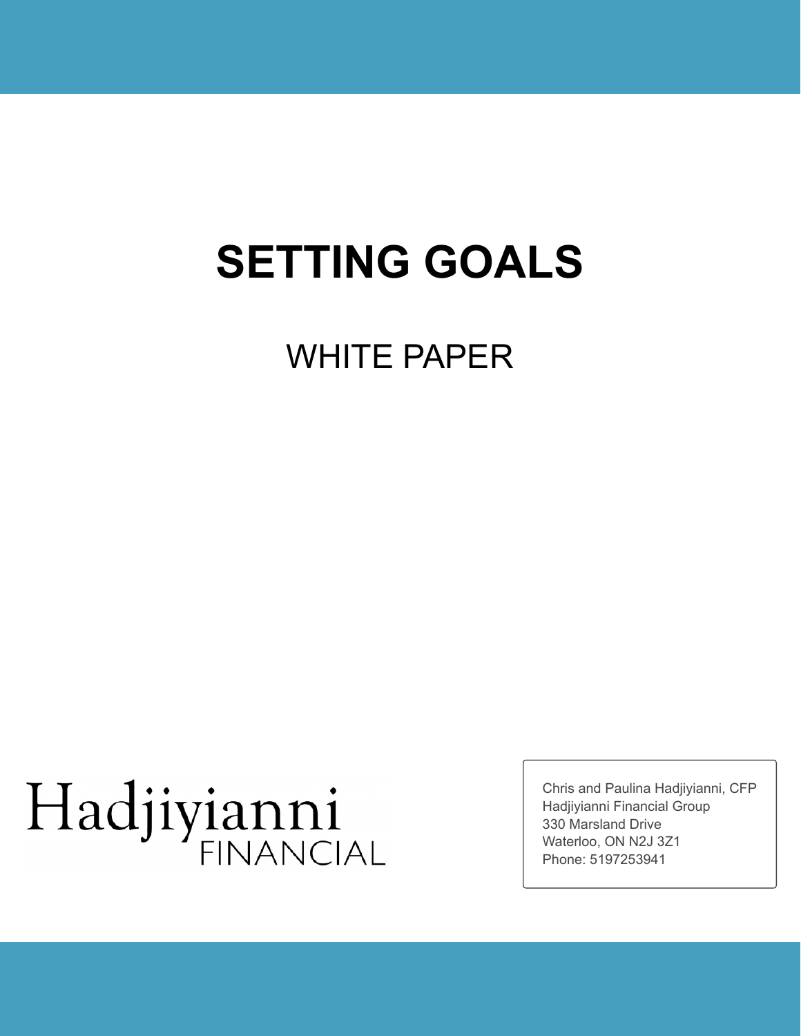# SETTING GOALS

WHITE PAPER

Hadjiyianni FINANCIAL

Chris and Paulina Hadjiyianni, CFP
Hadjiyianni Financial Group
330 Marsland Drive
Waterloo, ON N2J 3Z1
Phone: 5197253941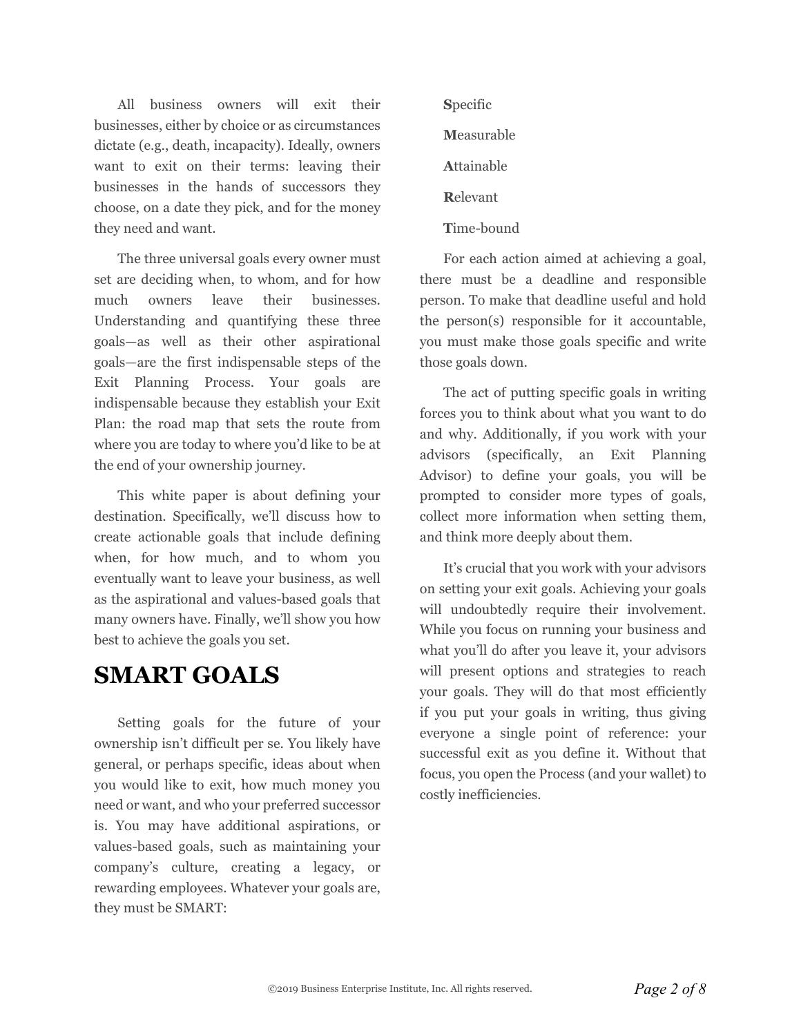All business owners will exit their businesses, either by choice or as circumstances dictate (e.g., death, incapacity). Ideally, owners want to exit on their terms: leaving their businesses in the hands of successors they choose, on a date they pick, and for the money they need and want.

The three universal goals every owner must set are deciding when, to whom, and for how much owners leave their businesses. Understanding and quantifying these three goals—as well as their other aspirational goals—are the first indispensable steps of the Exit Planning Process. Your goals are indispensable because they establish your Exit Plan: the road map that sets the route from where you are today to where you'd like to be at the end of your ownership journey.

This white paper is about defining your destination. Specifically, we'll discuss how to create actionable goals that include defining when, for how much, and to whom you eventually want to leave your business, as well as the aspirational and values-based goals that many owners have. Finally, we'll show you how best to achieve the goals you set.

# SMART GOALS

Setting goals for the future of your ownership isn't difficult per se. You likely have general, or perhaps specific, ideas about when you would like to exit, how much money you need or want, and who your preferred successor is. You may have additional aspirations, or values-based goals, such as maintaining your company's culture, creating a legacy, or rewarding employees. Whatever your goals are, they must be SMART:

**S**pecific

**M**easurable

**A**ttainable

**R**elevant

**T**ime-bound

For each action aimed at achieving a goal, there must be a deadline and responsible person. To make that deadline useful and hold the person(s) responsible for it accountable, you must make those goals specific and write those goals down.

The act of putting specific goals in writing forces you to think about what you want to do and why. Additionally, if you work with your advisors (specifically, an Exit Planning Advisor) to define your goals, you will be prompted to consider more types of goals, collect more information when setting them, and think more deeply about them.

It's crucial that you work with your advisors on setting your exit goals. Achieving your goals will undoubtedly require their involvement. While you focus on running your business and what you'll do after you leave it, your advisors will present options and strategies to reach your goals. They will do that most efficiently if you put your goals in writing, thus giving everyone a single point of reference: your successful exit as you define it. Without that focus, you open the Process (and your wallet) to costly inefficiencies.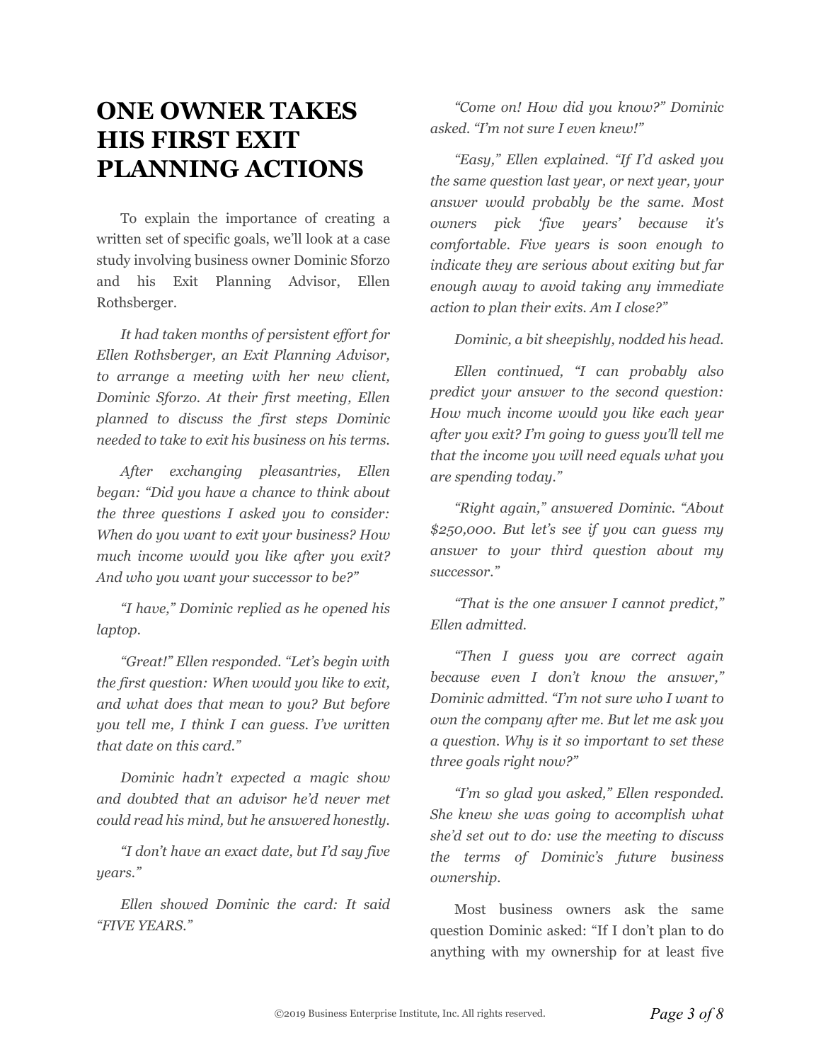# ONE OWNER TAKES HIS FIRST EXIT PLANNING ACTIONS

To explain the importance of creating a written set of specific goals, we'll look at a case study involving business owner Dominic Sforzo and his Exit Planning Advisor, Ellen Rothsberger.

*It had taken months of persistent effort for Ellen Rothsberger, an Exit Planning Advisor, to arrange a meeting with her new client, Dominic Sforzo. At their first meeting, Ellen planned to discuss the first steps Dominic needed to take to exit his business on his terms.*

*After exchanging pleasantries, Ellen began: "Did you have a chance to think about the three questions I asked you to consider: When do you want to exit your business? How much income would you like after you exit? And who you want your successor to be?"*

*"I have," Dominic replied as he opened his laptop.*

*"Great!" Ellen responded. "Let's begin with the first question: When would you like to exit, and what does that mean to you? But before you tell me, I think I can guess. I've written that date on this card."*

*Dominic hadn't expected a magic show and doubted that an advisor he'd never met could read his mind, but he answered honestly.*

*"I don't have an exact date, but I'd say five years."*

*Ellen showed Dominic the card: It said "FIVE YEARS."*

*"Come on! How did you know?" Dominic asked. "I'm not sure I even knew!"*

*"Easy," Ellen explained. "If I'd asked you the same question last year, or next year, your answer would probably be the same. Most owners pick 'five years' because it's comfortable. Five years is soon enough to indicate they are serious about exiting but far enough away to avoid taking any immediate action to plan their exits. Am I close?"*

*Dominic, a bit sheepishly, nodded his head.*

*Ellen continued, "I can probably also predict your answer to the second question: How much income would you like each year after you exit? I'm going to guess you'll tell me that the income you will need equals what you are spending today."*

*"Right again," answered Dominic. "About $250,000. But let's see if you can guess my answer to your third question about my successor."*

*"That is the one answer I cannot predict," Ellen admitted.*

*"Then I guess you are correct again because even I don't know the answer," Dominic admitted. "I'm not sure who I want to own the company after me. But let me ask you a question. Why is it so important to set these three goals right now?"*

*"I'm so glad you asked," Ellen responded. She knew she was going to accomplish what she'd set out to do: use the meeting to discuss the terms of Dominic's future business ownership.*

Most business owners ask the same question Dominic asked: "If I don't plan to do anything with my ownership for at least five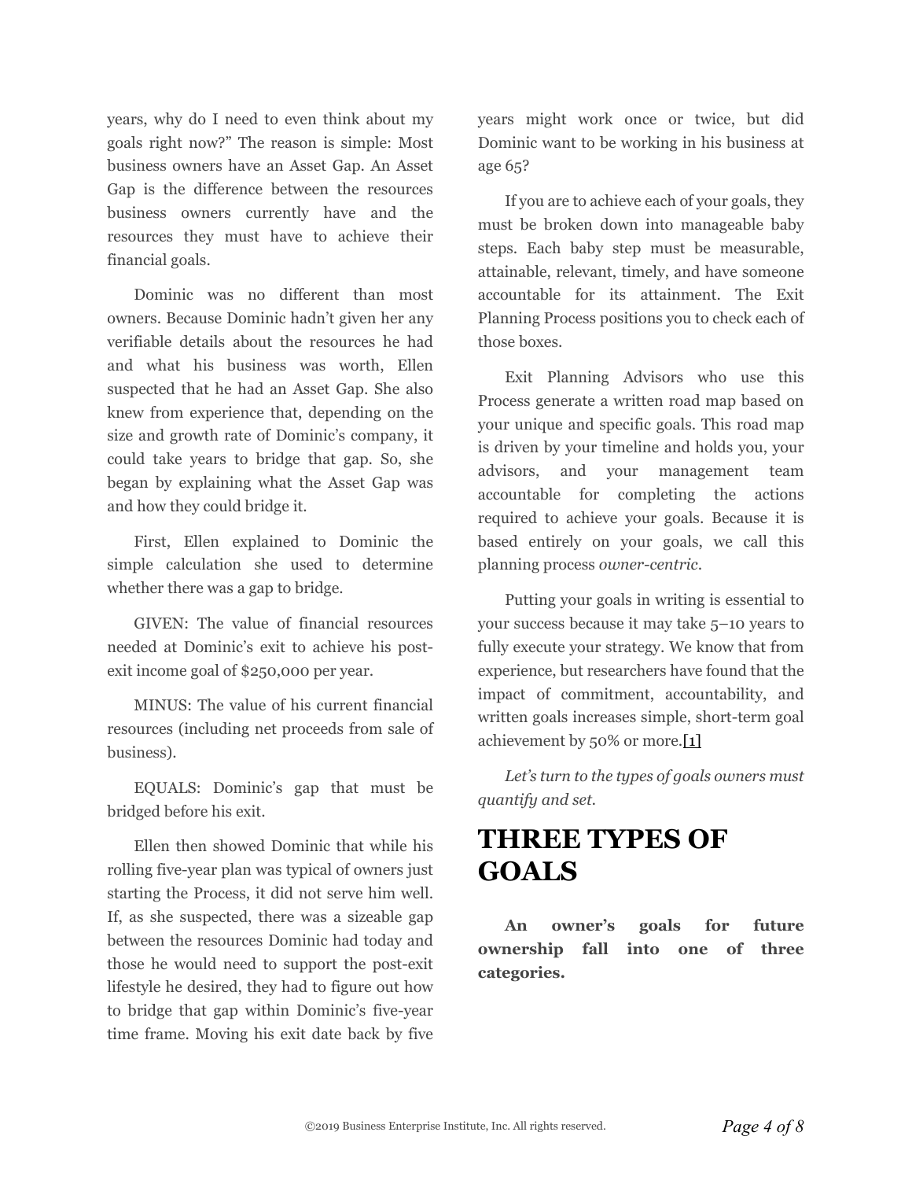years, why do I need to even think about my goals right now?" The reason is simple: Most business owners have an Asset Gap. An Asset Gap is the difference between the resources business owners currently have and the resources they must have to achieve their financial goals.

Dominic was no different than most owners. Because Dominic hadn't given her any verifiable details about the resources he had and what his business was worth, Ellen suspected that he had an Asset Gap. She also knew from experience that, depending on the size and growth rate of Dominic's company, it could take years to bridge that gap. So, she began by explaining what the Asset Gap was and how they could bridge it.

First, Ellen explained to Dominic the simple calculation she used to determine whether there was a gap to bridge.

GIVEN: The value of financial resources needed at Dominic's exit to achieve his post-exit income goal of $250,000 per year.

MINUS: The value of his current financial resources (including net proceeds from sale of business).

EQUALS: Dominic's gap that must be bridged before his exit.

Ellen then showed Dominic that while his rolling five-year plan was typical of owners just starting the Process, it did not serve him well. If, as she suspected, there was a sizeable gap between the resources Dominic had today and those he would need to support the post-exit lifestyle he desired, they had to figure out how to bridge that gap within Dominic's five-year time frame. Moving his exit date back by five years might work once or twice, but did Dominic want to be working in his business at age 65?

If you are to achieve each of your goals, they must be broken down into manageable baby steps. Each baby step must be measurable, attainable, relevant, timely, and have someone accountable for its attainment. The Exit Planning Process positions you to check each of those boxes.

Exit Planning Advisors who use this Process generate a written road map based on your unique and specific goals. This road map is driven by your timeline and holds you, your advisors, and your management team accountable for completing the actions required to achieve your goals. Because it is based entirely on your goals, we call this planning process *owner-centric*.

Putting your goals in writing is essential to your success because it may take 5–10 years to fully execute your strategy. We know that from experience, but researchers have found that the impact of commitment, accountability, and written goals increases simple, short-term goal achievement by 50% or more.[1]

*Let's turn to the types of goals owners must quantify and set.*

# THREE TYPES OF GOALS

**An owner's goals for future ownership fall into one of three categories.**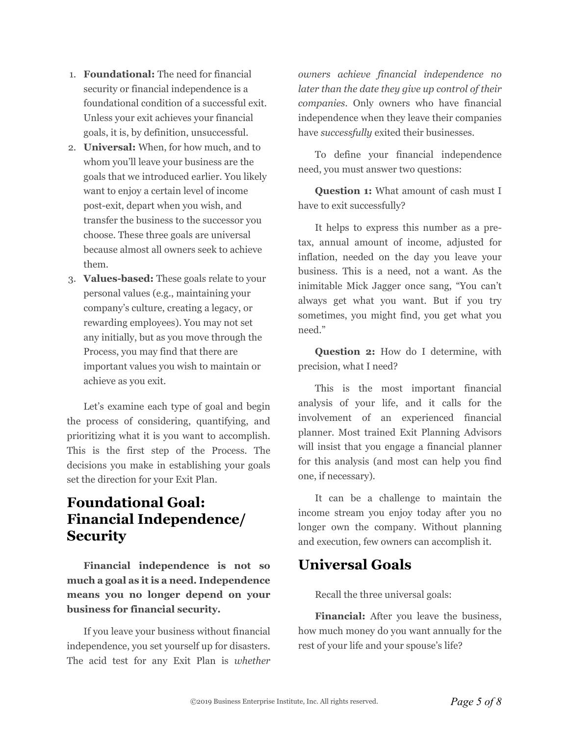1. **Foundational:** The need for financial security or financial independence is a foundational condition of a successful exit. Unless your exit achieves your financial goals, it is, by definition, unsuccessful.
2. **Universal:** When, for how much, and to whom you'll leave your business are the goals that we introduced earlier. You likely want to enjoy a certain level of income post-exit, depart when you wish, and transfer the business to the successor you choose. These three goals are universal because almost all owners seek to achieve them.
3. **Values-based:** These goals relate to your personal values (e.g., maintaining your company's culture, creating a legacy, or rewarding employees). You may not set any initially, but as you move through the Process, you may find that there are important values you wish to maintain or achieve as you exit.

Let's examine each type of goal and begin the process of considering, quantifying, and prioritizing what it is you want to accomplish. This is the first step of the Process. The decisions you make in establishing your goals set the direction for your Exit Plan.

## Foundational Goal: Financial Independence/ Security

**Financial independence is not so much a goal as it is a need. Independence means you no longer depend on your business for financial security.**

If you leave your business without financial independence, you set yourself up for disasters. The acid test for any Exit Plan is *whether owners achieve financial independence no later than the date they give up control of their companies*. Only owners who have financial independence when they leave their companies have *successfully* exited their businesses.

To define your financial independence need, you must answer two questions:

**Question 1:** What amount of cash must I have to exit successfully?

It helps to express this number as a pre-tax, annual amount of income, adjusted for inflation, needed on the day you leave your business. This is a need, not a want. As the inimitable Mick Jagger once sang, "You can't always get what you want. But if you try sometimes, you might find, you get what you need."

**Question 2:** How do I determine, with precision, what I need?

This is the most important financial analysis of your life, and it calls for the involvement of an experienced financial planner. Most trained Exit Planning Advisors will insist that you engage a financial planner for this analysis (and most can help you find one, if necessary).

It can be a challenge to maintain the income stream you enjoy today after you no longer own the company. Without planning and execution, few owners can accomplish it.

## Universal Goals

Recall the three universal goals:

**Financial:** After you leave the business, how much money do you want annually for the rest of your life and your spouse's life?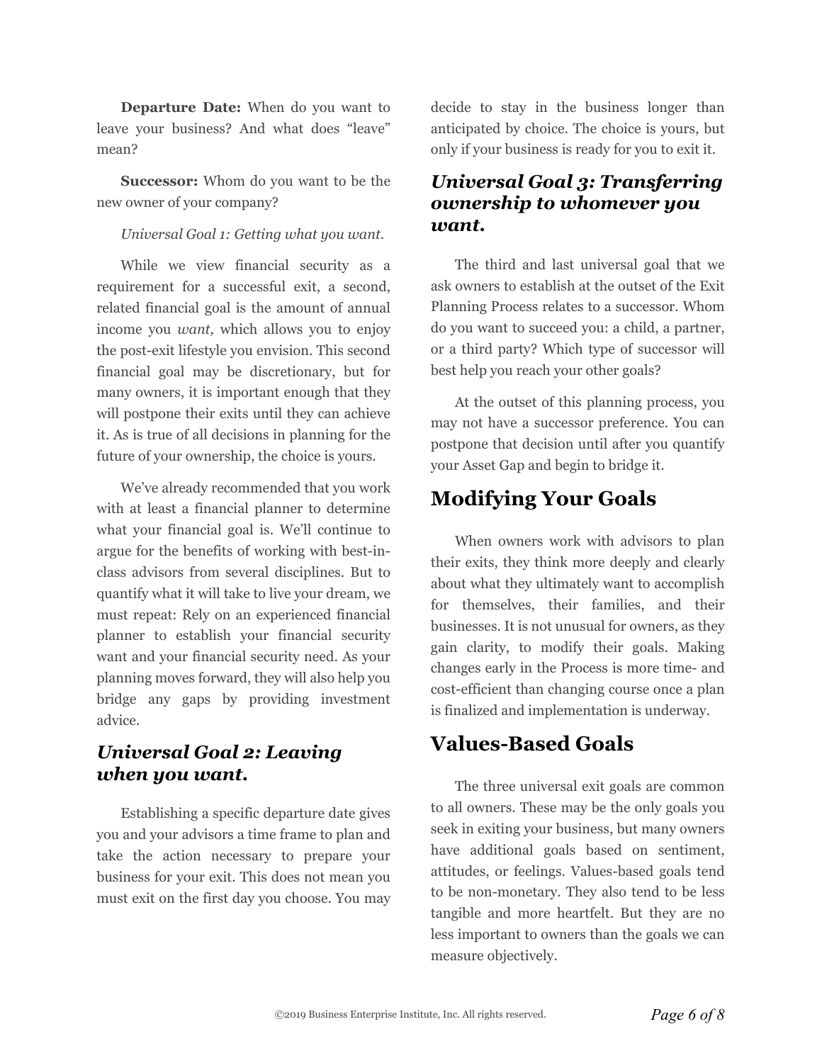**Departure Date:** When do you want to leave your business? And what does "leave" mean?

**Successor:** Whom do you want to be the new owner of your company?

*Universal Goal 1: Getting what you want.*

While we view financial security as a requirement for a successful exit, a second, related financial goal is the amount of annual income you *want,* which allows you to enjoy the post-exit lifestyle you envision. This second financial goal may be discretionary, but for many owners, it is important enough that they will postpone their exits until they can achieve it. As is true of all decisions in planning for the future of your ownership, the choice is yours.

We've already recommended that you work with at least a financial planner to determine what your financial goal is. We'll continue to argue for the benefits of working with best-in-class advisors from several disciplines. But to quantify what it will take to live your dream, we must repeat: Rely on an experienced financial planner to establish your financial security want and your financial security need. As your planning moves forward, they will also help you bridge any gaps by providing investment advice.

### *Universal Goal 2: Leaving when you want.*

Establishing a specific departure date gives you and your advisors a time frame to plan and take the action necessary to prepare your business for your exit. This does not mean you must exit on the first day you choose. You may decide to stay in the business longer than anticipated by choice. The choice is yours, but only if your business is ready for you to exit it.

### *Universal Goal 3: Transferring ownership to whomever you want.*

The third and last universal goal that we ask owners to establish at the outset of the Exit Planning Process relates to a successor. Whom do you want to succeed you: a child, a partner, or a third party? Which type of successor will best help you reach your other goals?

At the outset of this planning process, you may not have a successor preference. You can postpone that decision until after you quantify your Asset Gap and begin to bridge it.

## Modifying Your Goals

When owners work with advisors to plan their exits, they think more deeply and clearly about what they ultimately want to accomplish for themselves, their families, and their businesses. It is not unusual for owners, as they gain clarity, to modify their goals. Making changes early in the Process is more time- and cost-efficient than changing course once a plan is finalized and implementation is underway.

## Values-Based Goals

The three universal exit goals are common to all owners. These may be the only goals you seek in exiting your business, but many owners have additional goals based on sentiment, attitudes, or feelings. Values-based goals tend to be non-monetary. They also tend to be less tangible and more heartfelt. But they are no less important to owners than the goals we can measure objectively.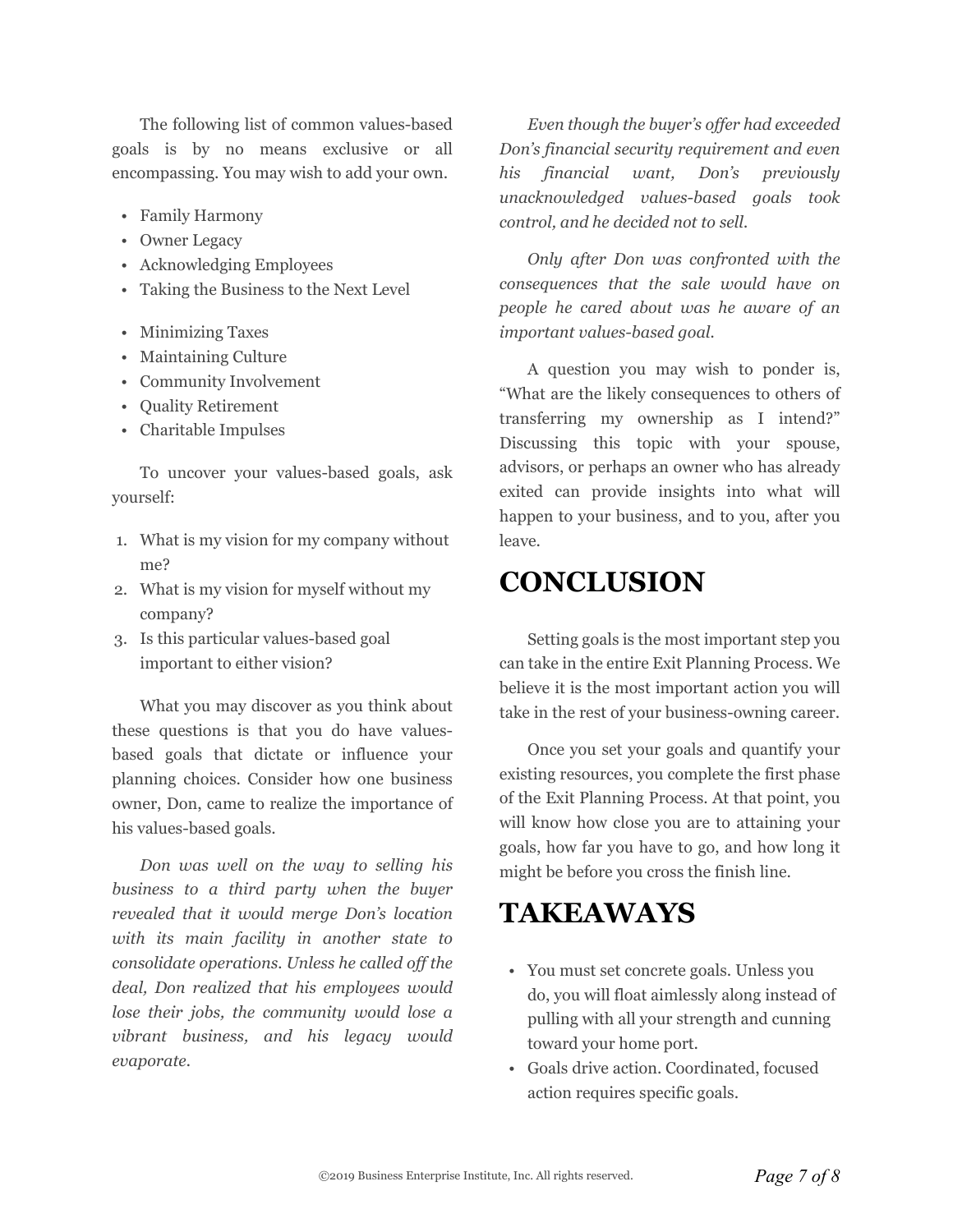The following list of common values-based goals is by no means exclusive or all encompassing. You may wish to add your own.

- Family Harmony
- Owner Legacy
- Acknowledging Employees
- Taking the Business to the Next Level

- Minimizing Taxes
- Maintaining Culture
- Community Involvement
- Quality Retirement
- Charitable Impulses

To uncover your values-based goals, ask yourself:

1. What is my vision for my company without me?
2. What is my vision for myself without my company?
3. Is this particular values-based goal important to either vision?

What you may discover as you think about these questions is that you do have values-based goals that dictate or influence your planning choices. Consider how one business owner, Don, came to realize the importance of his values-based goals.

*Don was well on the way to selling his business to a third party when the buyer revealed that it would merge Don's location with its main facility in another state to consolidate operations. Unless he called off the deal, Don realized that his employees would lose their jobs, the community would lose a vibrant business, and his legacy would evaporate.*

*Even though the buyer's offer had exceeded Don's financial security requirement and even his financial want, Don's previously unacknowledged values-based goals took control, and he decided not to sell.*

*Only after Don was confronted with the consequences that the sale would have on people he cared about was he aware of an important values-based goal.*

A question you may wish to ponder is, "What are the likely consequences to others of transferring my ownership as I intend?" Discussing this topic with your spouse, advisors, or perhaps an owner who has already exited can provide insights into what will happen to your business, and to you, after you leave.

# CONCLUSION

Setting goals is the most important step you can take in the entire Exit Planning Process. We believe it is the most important action you will take in the rest of your business-owning career.

Once you set your goals and quantify your existing resources, you complete the first phase of the Exit Planning Process. At that point, you will know how close you are to attaining your goals, how far you have to go, and how long it might be before you cross the finish line.

# TAKEAWAYS

- You must set concrete goals. Unless you do, you will float aimlessly along instead of pulling with all your strength and cunning toward your home port.
- Goals drive action. Coordinated, focused action requires specific goals.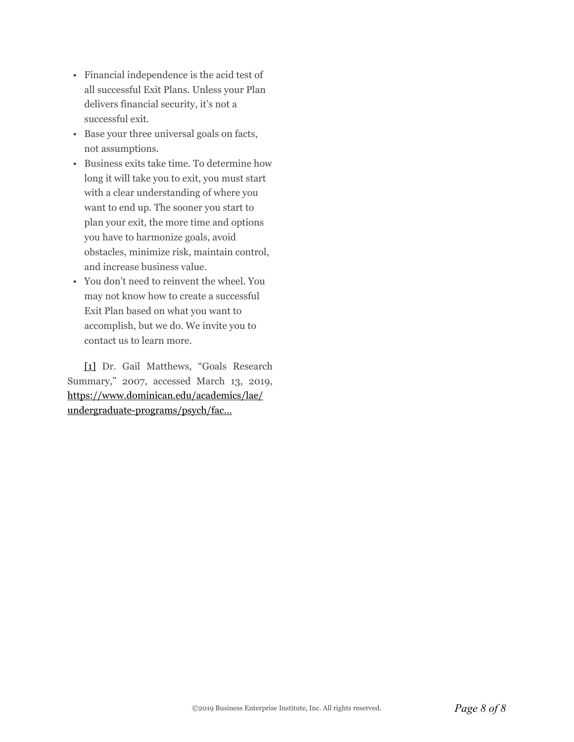- Financial independence is the acid test of all successful Exit Plans. Unless your Plan delivers financial security, it's not a successful exit.
- Base your three universal goals on facts, not assumptions.
- Business exits take time. To determine how long it will take you to exit, you must start with a clear understanding of where you want to end up. The sooner you start to plan your exit, the more time and options you have to harmonize goals, avoid obstacles, minimize risk, maintain control, and increase business value.
- You don't need to reinvent the wheel. You may not know how to create a successful Exit Plan based on what you want to accomplish, but we do. We invite you to contact us to learn more.

[1] Dr. Gail Matthews, "Goals Research Summary," 2007, accessed March 13, 2019, https://www.dominican.edu/academics/lae/undergraduate-programs/psych/fac...

©2019 Business Enterprise Institute, Inc. All rights reserved.